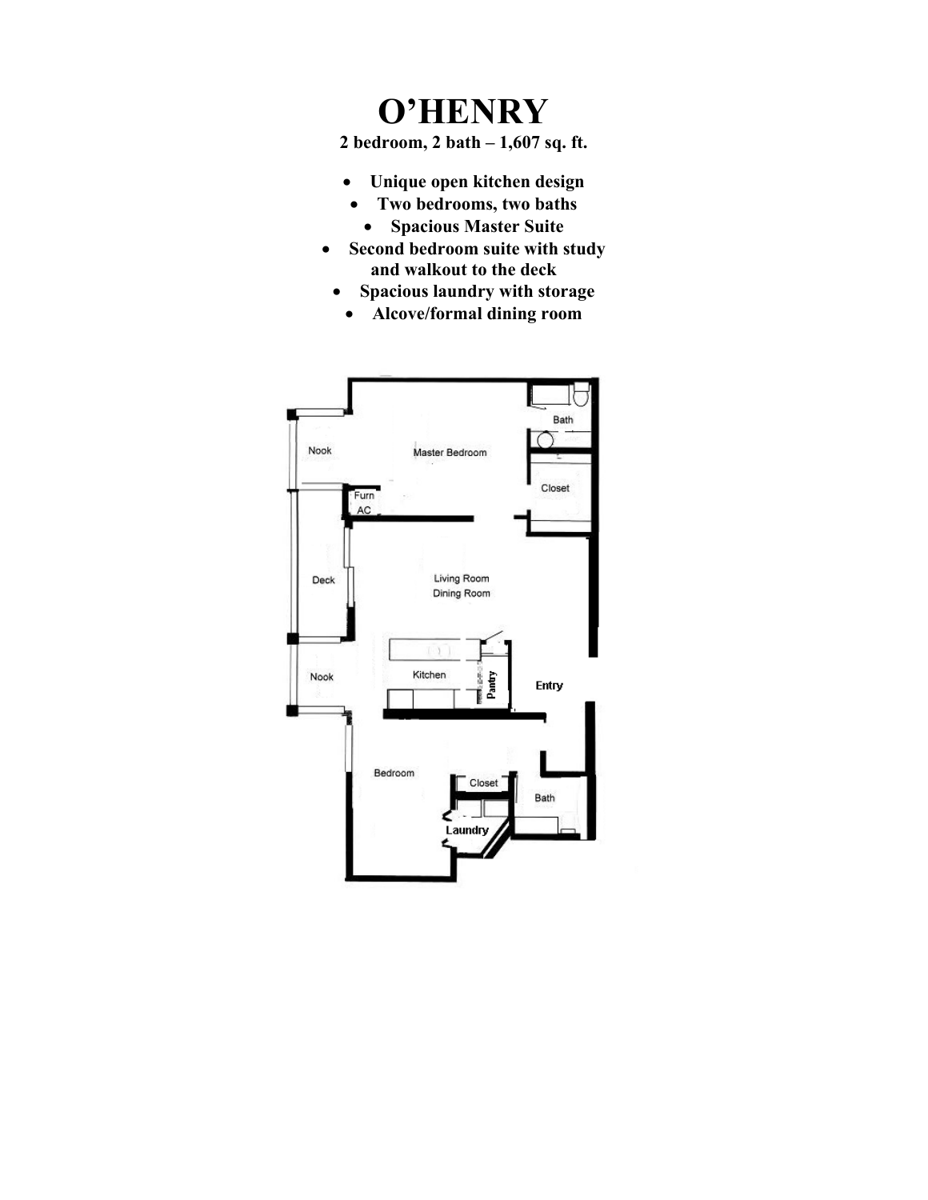# O'HENRY

**2 bedroom, 2 bath – 1,607 sq. ft.**

- **Unique open kitchen design**
- **Two bedrooms, two baths**
- **Spacious Master Suite**
- **Second bedroom suite with study and walkout to the deck**
- **Spacious laundry with storage**
- **Alcove/formal dining room**

Nook

Master Bedroom

Bath

Closet

Furn AC

Deck

Living Room Dining Room

Kitchen

Pantry

Entry

Nook

Bedroom

Closet

Bath

Laundry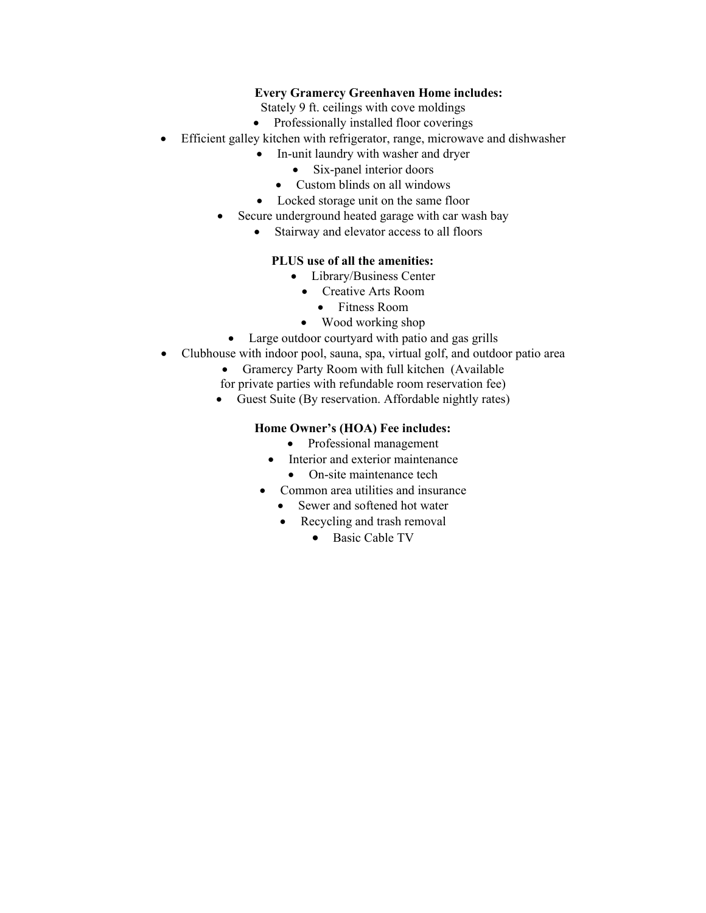**Every Gramercy Greenhaven Home includes:**

Stately 9 ft. ceilings with cove moldings

- Professionally installed floor coverings
- Efficient galley kitchen with refrigerator, range, microwave and dishwasher
- In-unit laundry with washer and dryer
- Six-panel interior doors
- Custom blinds on all windows
- Locked storage unit on the same floor
- Secure underground heated garage with car wash bay
- Stairway and elevator access to all floors

**PLUS use of all the amenities:**

- Library/Business Center
- Creative Arts Room
- Fitness Room
- Wood working shop
- Large outdoor courtyard with patio and gas grills
- Clubhouse with indoor pool, sauna, spa, virtual golf, and outdoor patio area
- Gramercy Party Room with full kitchen (Available for private parties with refundable room reservation fee)
- Guest Suite (By reservation. Affordable nightly rates)

**Home Owner's (HOA) Fee includes:**

- Professional management
- Interior and exterior maintenance
- On-site maintenance tech
- Common area utilities and insurance
- Sewer and softened hot water
- Recycling and trash removal
- Basic Cable TV